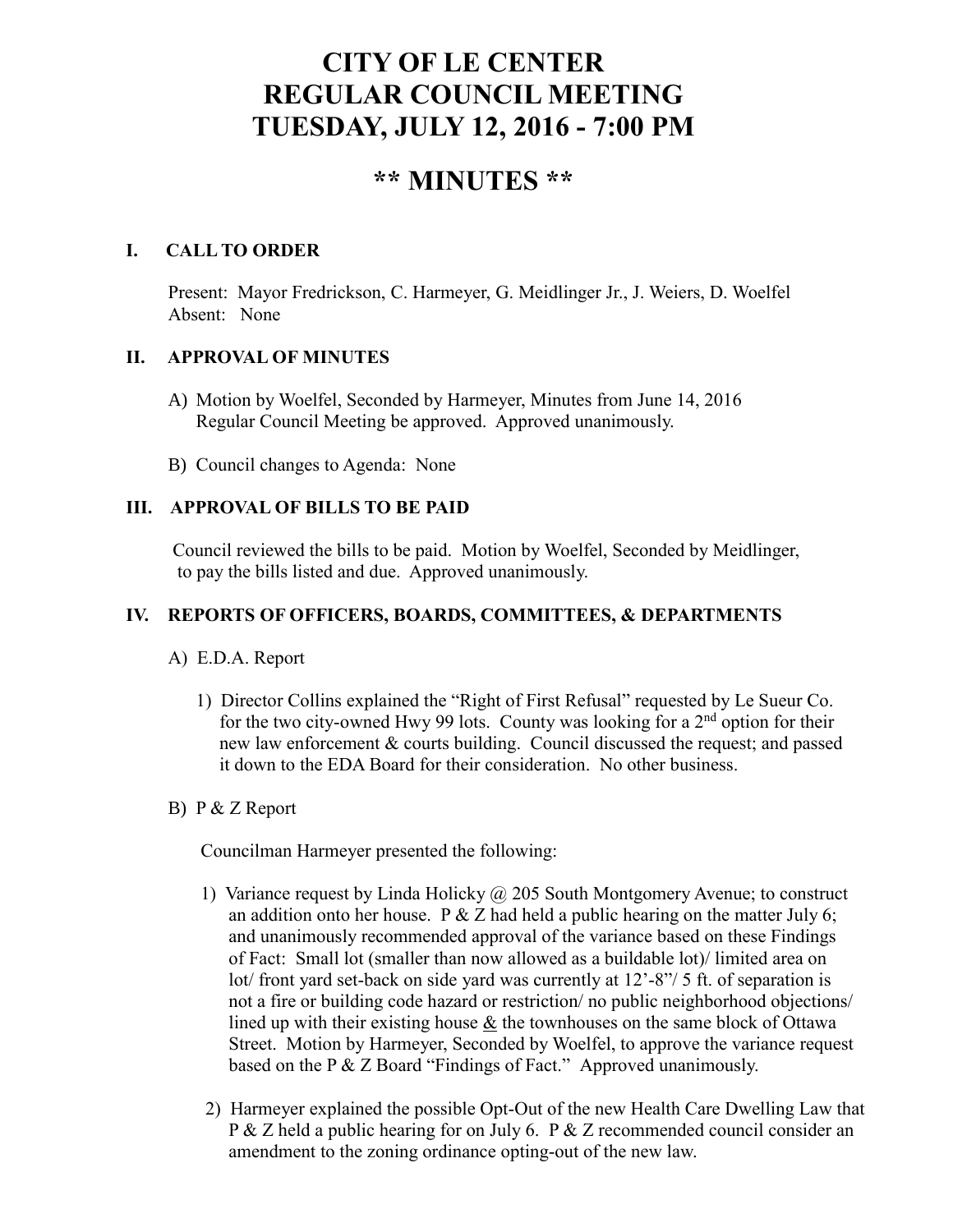# CITY OF LE CENTER
# REGULAR COUNCIL MEETING
# TUESDAY, JULY 12, 2016 - 7:00 PM

## ** MINUTES **

### I. CALL TO ORDER

Present: Mayor Fredrickson, C. Harmeyer, G. Meidlinger Jr., J. Weiers, D. Woelfel
Absent: None

### II. APPROVAL OF MINUTES

A) Motion by Woelfel, Seconded by Harmeyer, Minutes from June 14, 2016 Regular Council Meeting be approved. Approved unanimously.

B) Council changes to Agenda: None

### III. APPROVAL OF BILLS TO BE PAID

Council reviewed the bills to be paid. Motion by Woelfel, Seconded by Meidlinger, to pay the bills listed and due. Approved unanimously.

### IV. REPORTS OF OFFICERS, BOARDS, COMMITTEES, & DEPARTMENTS

A) E.D.A. Report

1) Director Collins explained the "Right of First Refusal" requested by Le Sueur Co. for the two city-owned Hwy 99 lots. County was looking for a 2nd option for their new law enforcement & courts building. Council discussed the request; and passed it down to the EDA Board for their consideration. No other business.

B) P & Z Report

Councilman Harmeyer presented the following:

1) Variance request by Linda Holicky @ 205 South Montgomery Avenue; to construct an addition onto her house. P & Z had held a public hearing on the matter July 6; and unanimously recommended approval of the variance based on these Findings of Fact: Small lot (smaller than now allowed as a buildable lot)/ limited area on lot/ front yard set-back on side yard was currently at 12'-8"/ 5 ft. of separation is not a fire or building code hazard or restriction/ no public neighborhood objections/ lined up with their existing house & the townhouses on the same block of Ottawa Street. Motion by Harmeyer, Seconded by Woelfel, to approve the variance request based on the P & Z Board "Findings of Fact." Approved unanimously.

2) Harmeyer explained the possible Opt-Out of the new Health Care Dwelling Law that P & Z held a public hearing for on July 6. P & Z recommended council consider an amendment to the zoning ordinance opting-out of the new law.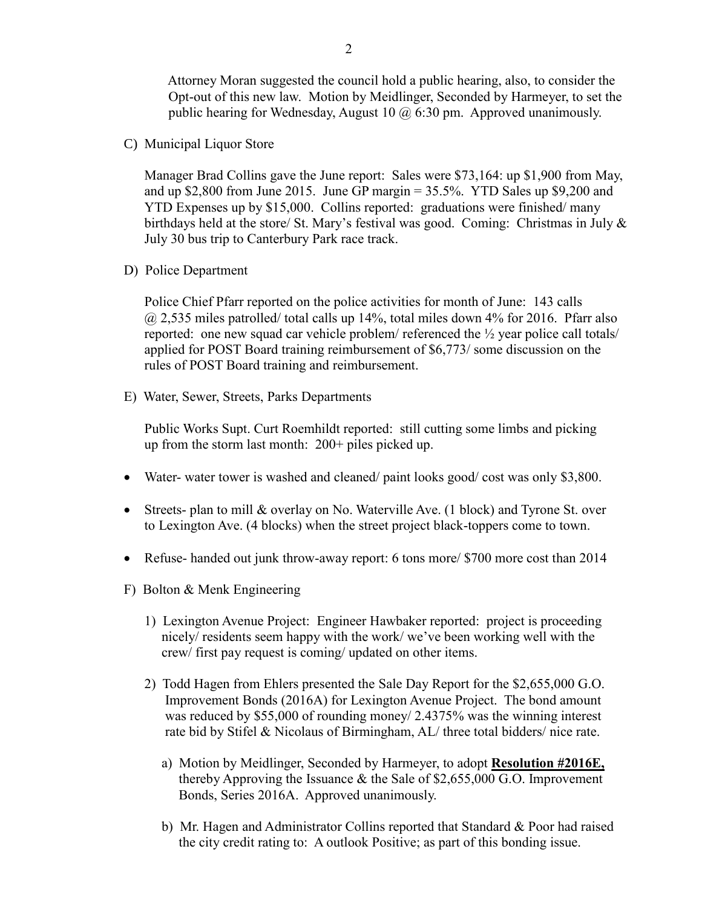Attorney Moran suggested the council hold a public hearing, also, to consider the Opt-out of this new law. Motion by Meidlinger, Seconded by Harmeyer, to set the public hearing for Wednesday, August 10 @ 6:30 pm. Approved unanimously.

C) Municipal Liquor Store

Manager Brad Collins gave the June report: Sales were $73,164: up $1,900 from May, and up $2,800 from June 2015. June GP margin = 35.5%. YTD Sales up $9,200 and YTD Expenses up by $15,000. Collins reported: graduations were finished/ many birthdays held at the store/ St. Mary's festival was good. Coming: Christmas in July & July 30 bus trip to Canterbury Park race track.

D) Police Department

Police Chief Pfarr reported on the police activities for month of June: 143 calls @ 2,535 miles patrolled/ total calls up 14%, total miles down 4% for 2016. Pfarr also reported: one new squad car vehicle problem/ referenced the ½ year police call totals/ applied for POST Board training reimbursement of $6,773/ some discussion on the rules of POST Board training and reimbursement.

E) Water, Sewer, Streets, Parks Departments

Public Works Supt. Curt Roemhildt reported: still cutting some limbs and picking up from the storm last month: 200+ piles picked up.

- Water- water tower is washed and cleaned/ paint looks good/ cost was only $3,800.
- Streets- plan to mill & overlay on No. Waterville Ave. (1 block) and Tyrone St. over to Lexington Ave. (4 blocks) when the street project black-toppers come to town.
- Refuse- handed out junk throw-away report: 6 tons more/ $700 more cost than 2014

F) Bolton & Menk Engineering

1) Lexington Avenue Project: Engineer Hawbaker reported: project is proceeding nicely/ residents seem happy with the work/ we've been working well with the crew/ first pay request is coming/ updated on other items.

2) Todd Hagen from Ehlers presented the Sale Day Report for the $2,655,000 G.O. Improvement Bonds (2016A) for Lexington Avenue Project. The bond amount was reduced by $55,000 of rounding money/ 2.4375% was the winning interest rate bid by Stifel & Nicolaus of Birmingham, AL/ three total bidders/ nice rate.

   a) Motion by Meidlinger, Seconded by Harmeyer, to adopt **Resolution #2016E,** thereby Approving the Issuance & the Sale of $2,655,000 G.O. Improvement Bonds, Series 2016A. Approved unanimously.

   b) Mr. Hagen and Administrator Collins reported that Standard & Poor had raised the city credit rating to: A outlook Positive; as part of this bonding issue.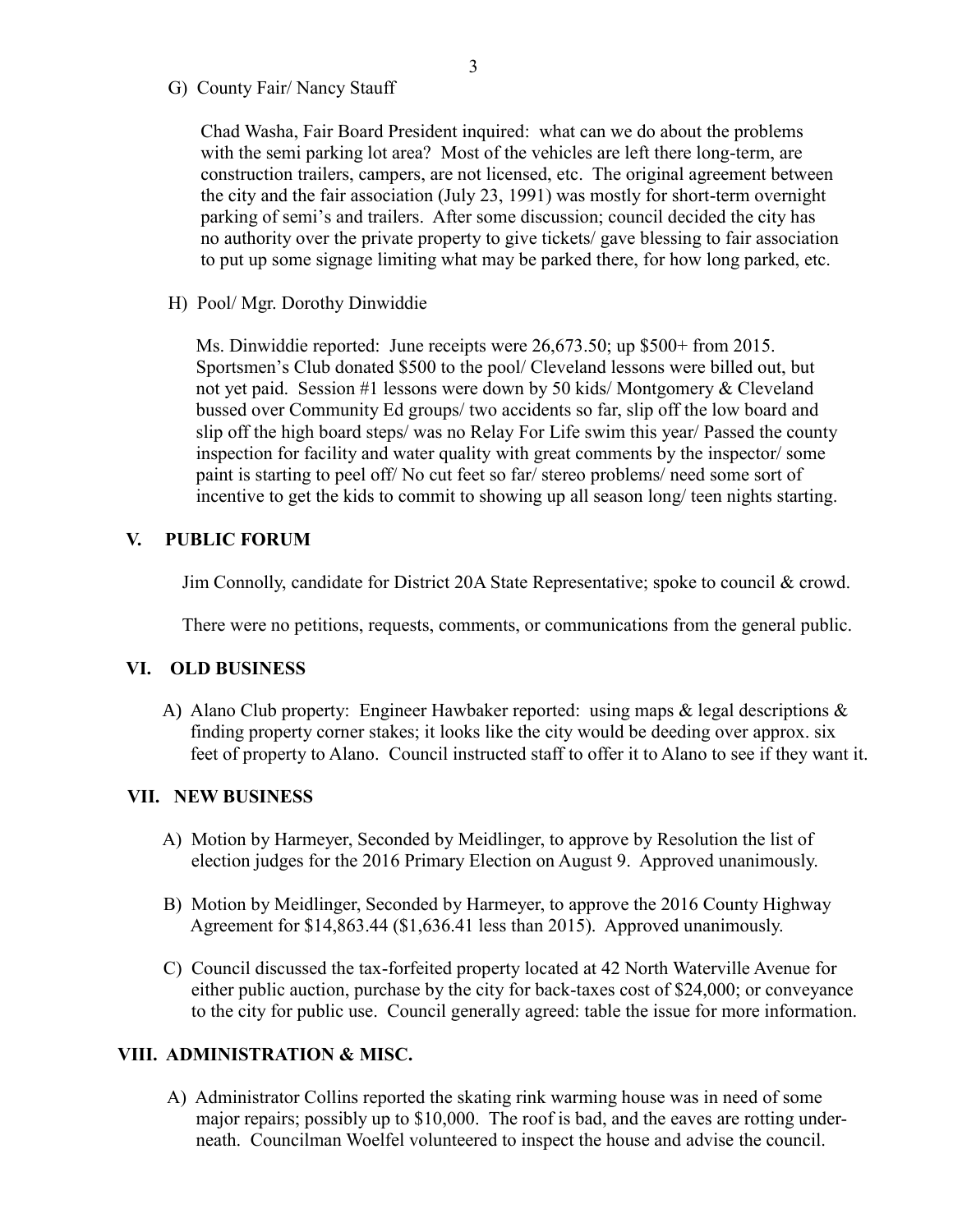G) County Fair/ Nancy Stauff

Chad Washa, Fair Board President inquired: what can we do about the problems with the semi parking lot area? Most of the vehicles are left there long-term, are construction trailers, campers, are not licensed, etc. The original agreement between the city and the fair association (July 23, 1991) was mostly for short-term overnight parking of semi's and trailers. After some discussion; council decided the city has no authority over the private property to give tickets/ gave blessing to fair association to put up some signage limiting what may be parked there, for how long parked, etc.

H) Pool/ Mgr. Dorothy Dinwiddie

Ms. Dinwiddie reported: June receipts were 26,673.50; up $500+ from 2015. Sportsmen's Club donated $500 to the pool/ Cleveland lessons were billed out, but not yet paid. Session #1 lessons were down by 50 kids/ Montgomery & Cleveland bussed over Community Ed groups/ two accidents so far, slip off the low board and slip off the high board steps/ was no Relay For Life swim this year/ Passed the county inspection for facility and water quality with great comments by the inspector/ some paint is starting to peel off/ No cut feet so far/ stereo problems/ need some sort of incentive to get the kids to commit to showing up all season long/ teen nights starting.

## V. PUBLIC FORUM

Jim Connolly, candidate for District 20A State Representative; spoke to council & crowd.

There were no petitions, requests, comments, or communications from the general public.

## VI. OLD BUSINESS

A) Alano Club property: Engineer Hawbaker reported: using maps & legal descriptions & finding property corner stakes; it looks like the city would be deeding over approx. six feet of property to Alano. Council instructed staff to offer it to Alano to see if they want it.

## VII. NEW BUSINESS

A) Motion by Harmeyer, Seconded by Meidlinger, to approve by Resolution the list of election judges for the 2016 Primary Election on August 9. Approved unanimously.

B) Motion by Meidlinger, Seconded by Harmeyer, to approve the 2016 County Highway Agreement for $14,863.44 ($1,636.41 less than 2015). Approved unanimously.

C) Council discussed the tax-forfeited property located at 42 North Waterville Avenue for either public auction, purchase by the city for back-taxes cost of $24,000; or conveyance to the city for public use. Council generally agreed: table the issue for more information.

## VIII. ADMINISTRATION & MISC.

A) Administrator Collins reported the skating rink warming house was in need of some major repairs; possibly up to $10,000. The roof is bad, and the eaves are rotting underneath. Councilman Woelfel volunteered to inspect the house and advise the council.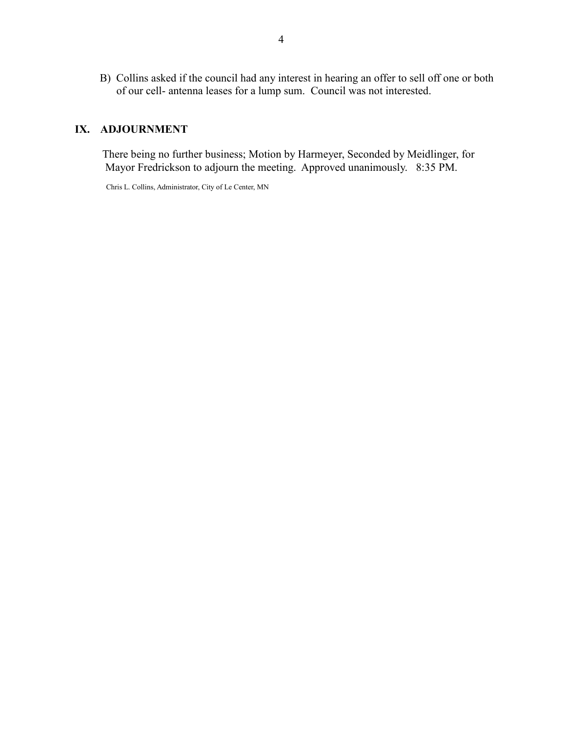B) Collins asked if the council had any interest in hearing an offer to sell off one or both of our cell- antenna leases for a lump sum. Council was not interested.

## IX. ADJOURNMENT

There being no further business; Motion by Harmeyer, Seconded by Meidlinger, for Mayor Fredrickson to adjourn the meeting. Approved unanimously. 8:35 PM.

Chris L. Collins, Administrator, City of Le Center, MN